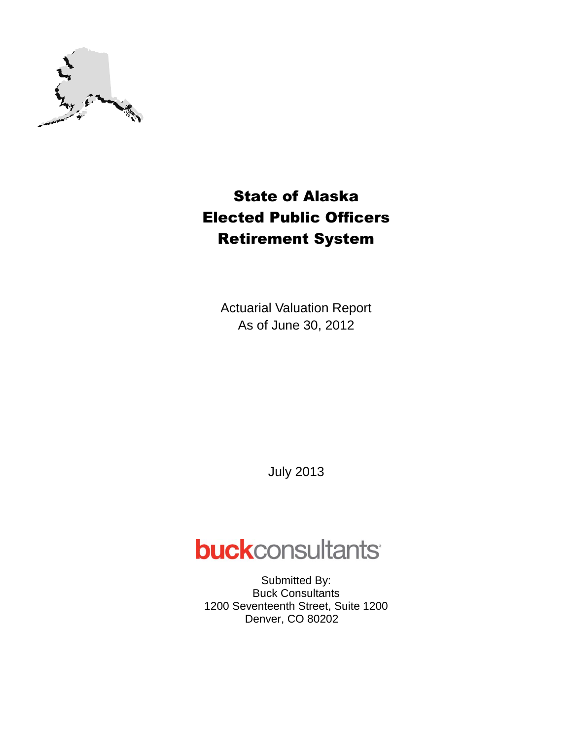# State of Alaska
# Elected Public Officers
# Retirement System

Actuarial Valuation Report
As of June 30, 2012

July 2013

**buck**consultants

Submitted By:
Buck Consultants
1200 Seventeenth Street, Suite 1200
Denver, CO 80202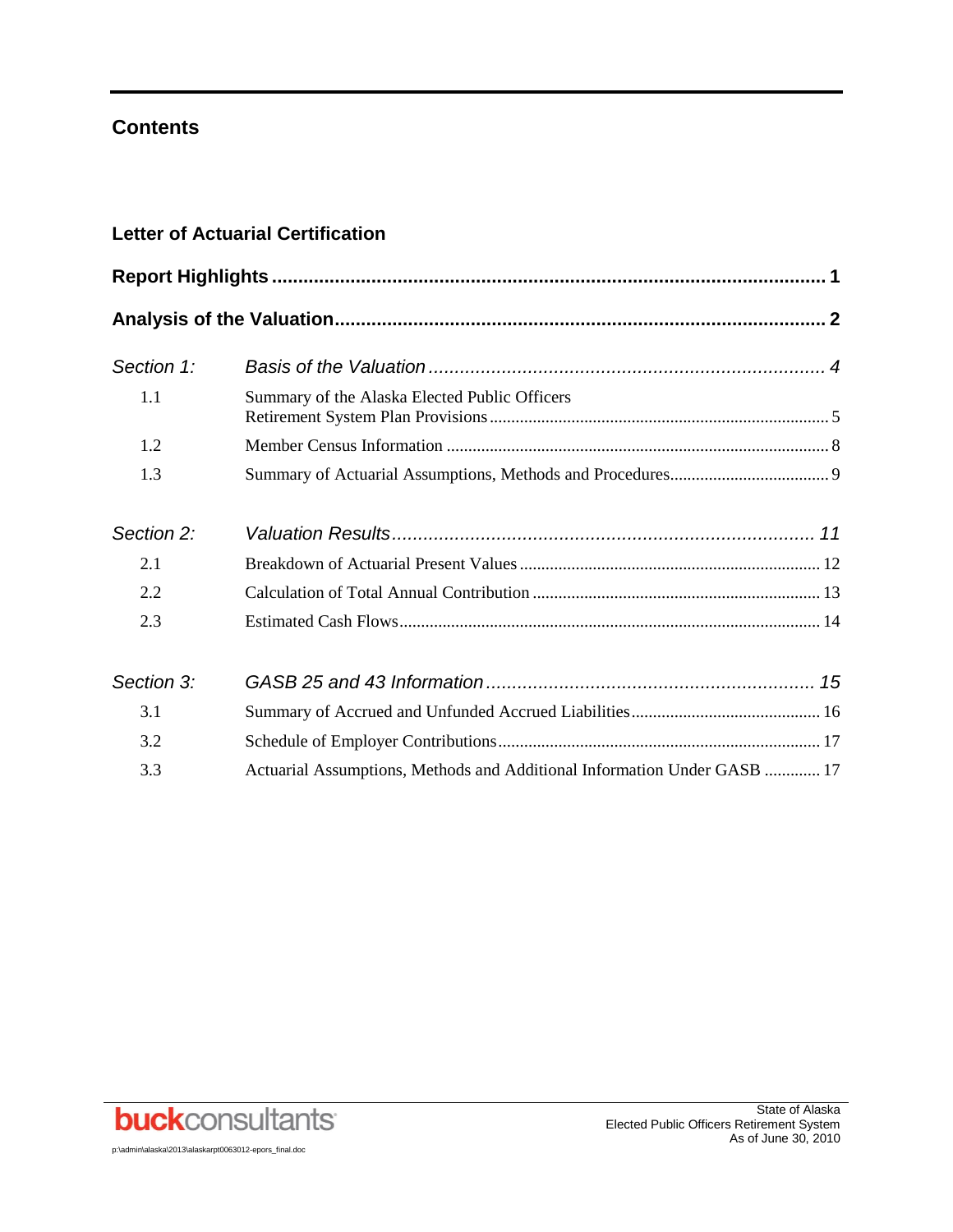## Contents

**Letter of Actuarial Certification**

**Report Highlights** ........ 1

**Analysis of the Valuation** ........ 2

| | | |
|---|---|---|
| *Section 1:* | *Basis of the Valuation* | *4* |
| 1.1 | Summary of the Alaska Elected Public Officers Retirement System Plan Provisions | 5 |
| 1.2 | Member Census Information | 8 |
| 1.3 | Summary of Actuarial Assumptions, Methods and Procedures | 9 |
| *Section 2:* | *Valuation Results* | *11* |
| 2.1 | Breakdown of Actuarial Present Values | 12 |
| 2.2 | Calculation of Total Annual Contribution | 13 |
| 2.3 | Estimated Cash Flows | 14 |
| *Section 3:* | *GASB 25 and 43 Information* | *15* |
| 3.1 | Summary of Accrued and Unfunded Accrued Liabilities | 16 |
| 3.2 | Schedule of Employer Contributions | 17 |
| 3.3 | Actuarial Assumptions, Methods and Additional Information Under GASB | 17 |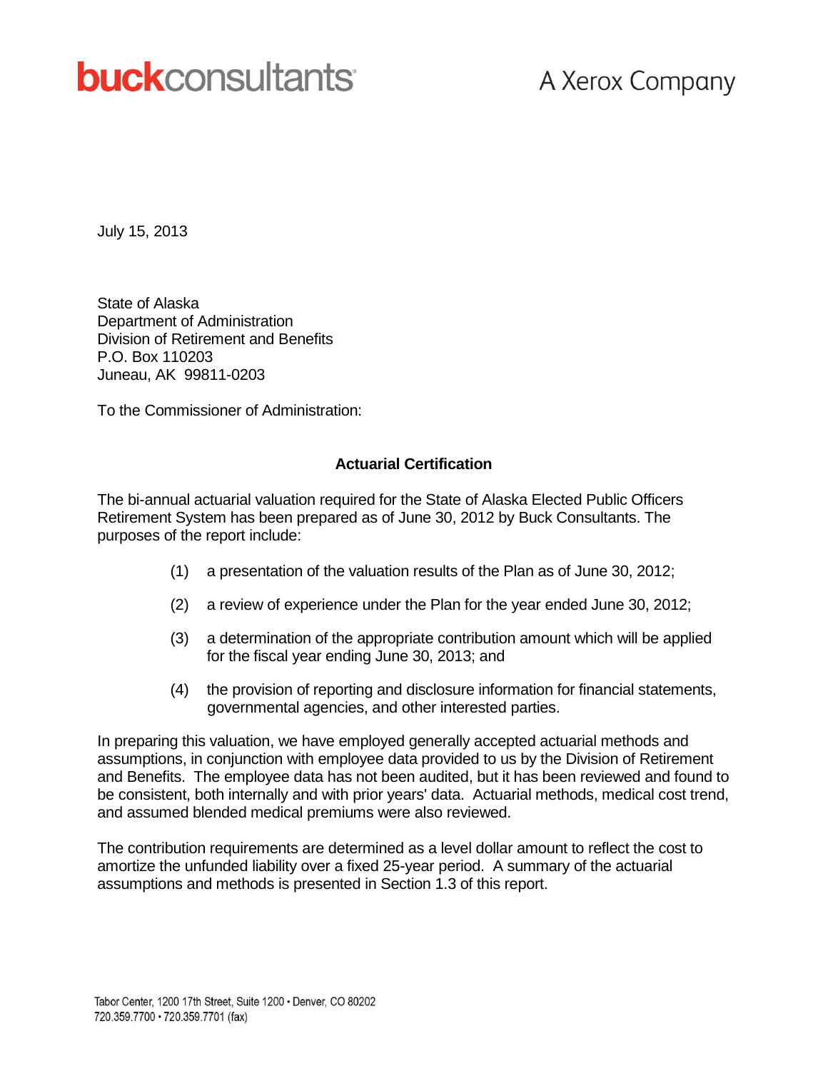July 15, 2013

State of Alaska
Department of Administration
Division of Retirement and Benefits
P.O. Box 110203
Juneau, AK 99811-0203

To the Commissioner of Administration:

**Actuarial Certification**

The bi-annual actuarial valuation required for the State of Alaska Elected Public Officers Retirement System has been prepared as of June 30, 2012 by Buck Consultants. The purposes of the report include:

(1) a presentation of the valuation results of the Plan as of June 30, 2012;

(2) a review of experience under the Plan for the year ended June 30, 2012;

(3) a determination of the appropriate contribution amount which will be applied for the fiscal year ending June 30, 2013; and

(4) the provision of reporting and disclosure information for financial statements, governmental agencies, and other interested parties.

In preparing this valuation, we have employed generally accepted actuarial methods and assumptions, in conjunction with employee data provided to us by the Division of Retirement and Benefits. The employee data has not been audited, but it has been reviewed and found to be consistent, both internally and with prior years' data. Actuarial methods, medical cost trend, and assumed blended medical premiums were also reviewed.

The contribution requirements are determined as a level dollar amount to reflect the cost to amortize the unfunded liability over a fixed 25-year period. A summary of the actuarial assumptions and methods is presented in Section 1.3 of this report.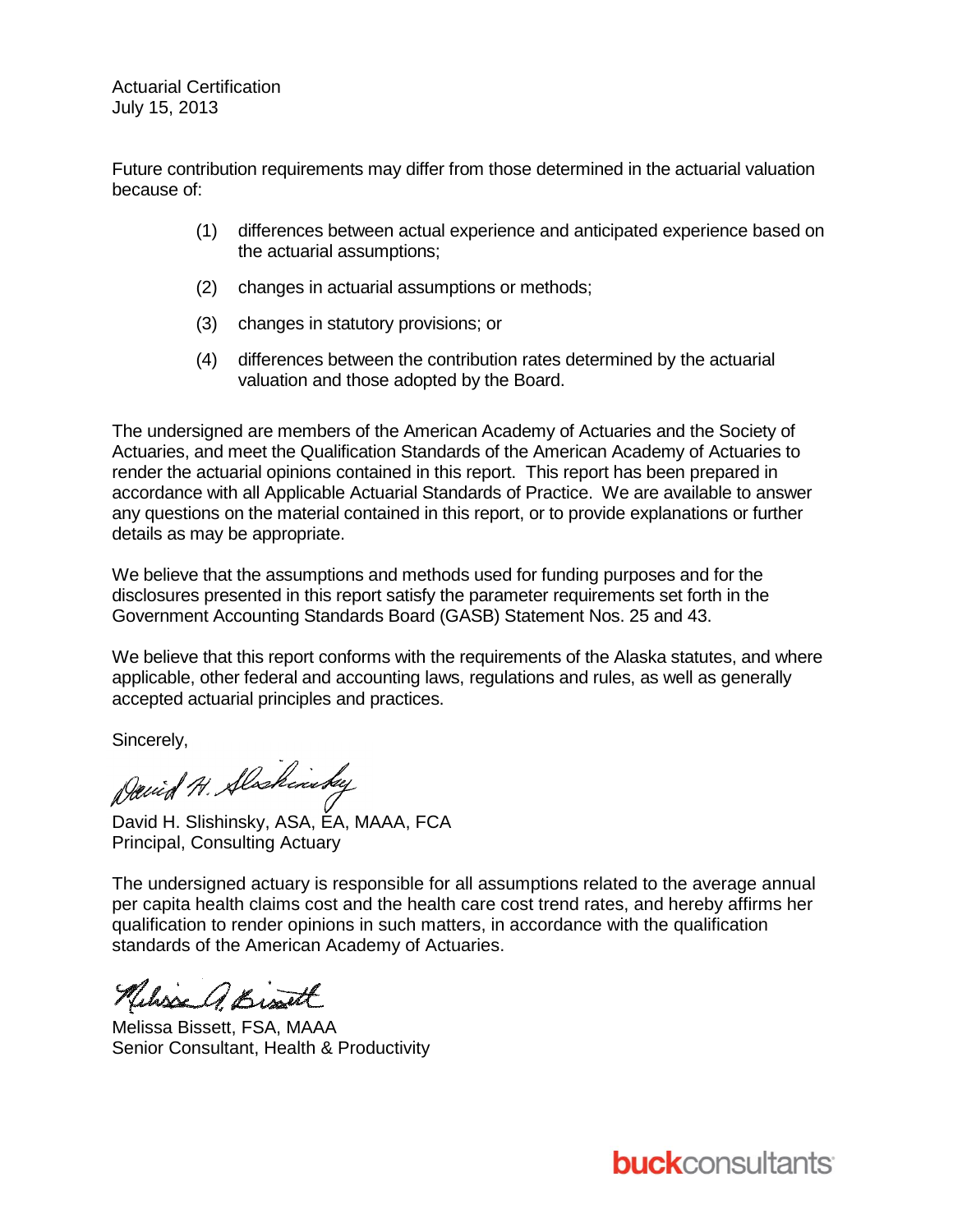Actuarial Certification
July 15, 2013

Future contribution requirements may differ from those determined in the actuarial valuation because of:

(1) differences between actual experience and anticipated experience based on the actuarial assumptions;

(2) changes in actuarial assumptions or methods;

(3) changes in statutory provisions; or

(4) differences between the contribution rates determined by the actuarial valuation and those adopted by the Board.

The undersigned are members of the American Academy of Actuaries and the Society of Actuaries, and meet the Qualification Standards of the American Academy of Actuaries to render the actuarial opinions contained in this report. This report has been prepared in accordance with all Applicable Actuarial Standards of Practice. We are available to answer any questions on the material contained in this report, or to provide explanations or further details as may be appropriate.

We believe that the assumptions and methods used for funding purposes and for the disclosures presented in this report satisfy the parameter requirements set forth in the Government Accounting Standards Board (GASB) Statement Nos. 25 and 43.

We believe that this report conforms with the requirements of the Alaska statutes, and where applicable, other federal and accounting laws, regulations and rules, as well as generally accepted actuarial principles and practices.

Sincerely,

David H. Slishinsky, ASA, EA, MAAA, FCA
Principal, Consulting Actuary

The undersigned actuary is responsible for all assumptions related to the average annual per capita health claims cost and the health care cost trend rates, and hereby affirms her qualification to render opinions in such matters, in accordance with the qualification standards of the American Academy of Actuaries.

Melissa Bissett, FSA, MAAA
Senior Consultant, Health & Productivity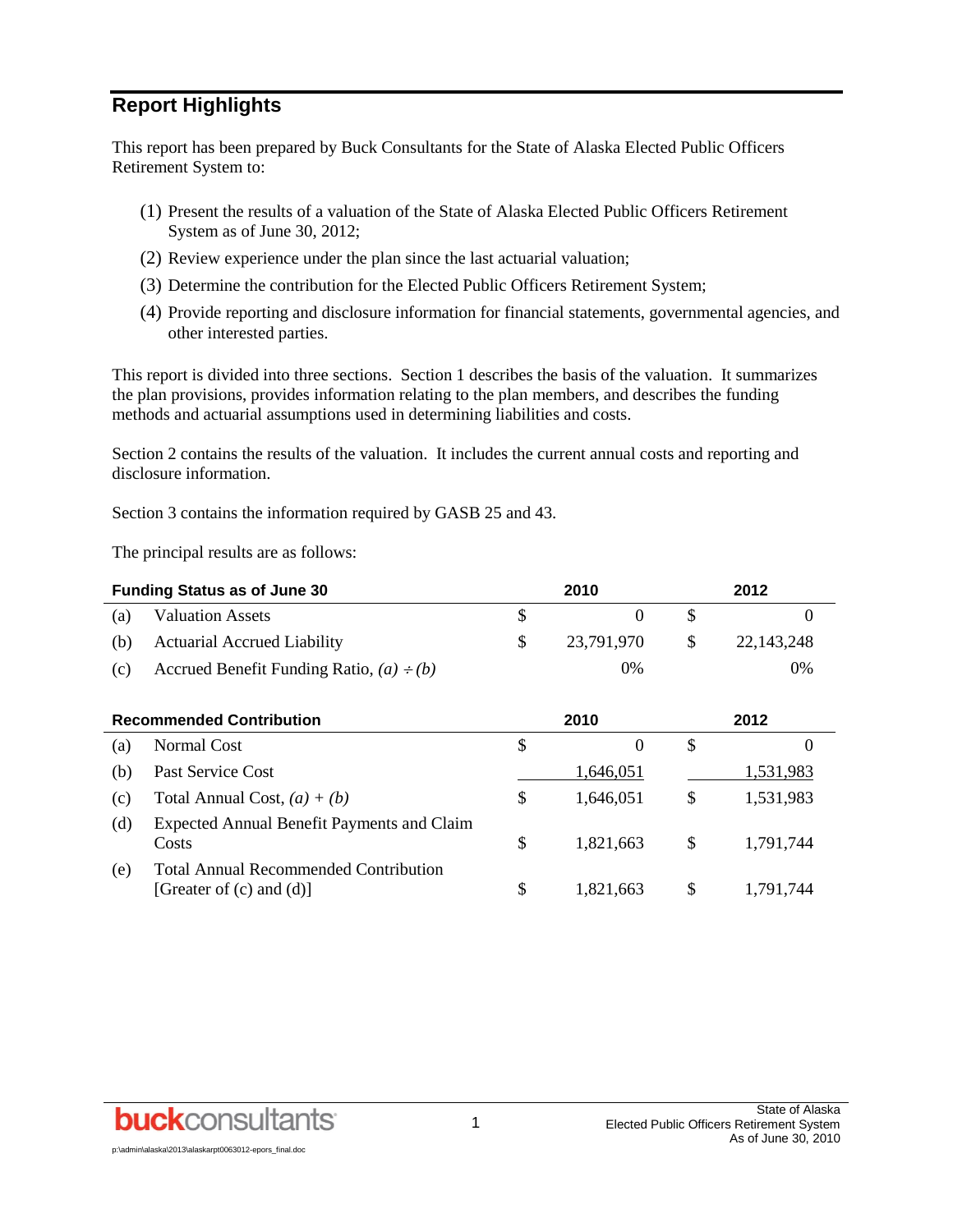## Report Highlights

This report has been prepared by Buck Consultants for the State of Alaska Elected Public Officers Retirement System to:

(1) Present the results of a valuation of the State of Alaska Elected Public Officers Retirement System as of June 30, 2012;

(2) Review experience under the plan since the last actuarial valuation;

(3) Determine the contribution for the Elected Public Officers Retirement System;

(4) Provide reporting and disclosure information for financial statements, governmental agencies, and other interested parties.

This report is divided into three sections. Section 1 describes the basis of the valuation. It summarizes the plan provisions, provides information relating to the plan members, and describes the funding methods and actuarial assumptions used in determining liabilities and costs.

Section 2 contains the results of the valuation. It includes the current annual costs and reporting and disclosure information.

Section 3 contains the information required by GASB 25 and 43.

The principal results are as follows:

| | **Funding Status as of June 30** | **2010** | **2012** |
|---|---|---|---|
| (a) | Valuation Assets | $ 0 | $ 0 |
| (b) | Actuarial Accrued Liability | $ 23,791,970 | $ 22,143,248 |
| (c) | Accrued Benefit Funding Ratio, *(a) ÷ (b)* | 0% | 0% |

| | **Recommended Contribution** | **2010** | **2012** |
|---|---|---|---|
| (a) | Normal Cost | $ 0 | $ 0 |
| (b) | Past Service Cost | 1,646,051 | 1,531,983 |
| (c) | Total Annual Cost, *(a) + (b)* | $ 1,646,051 | $ 1,531,983 |
| (d) | Expected Annual Benefit Payments and Claim Costs | $ 1,821,663 | $ 1,791,744 |
| (e) | Total Annual Recommended Contribution [Greater of (c) and (d)] | $ 1,821,663 | $ 1,791,744 |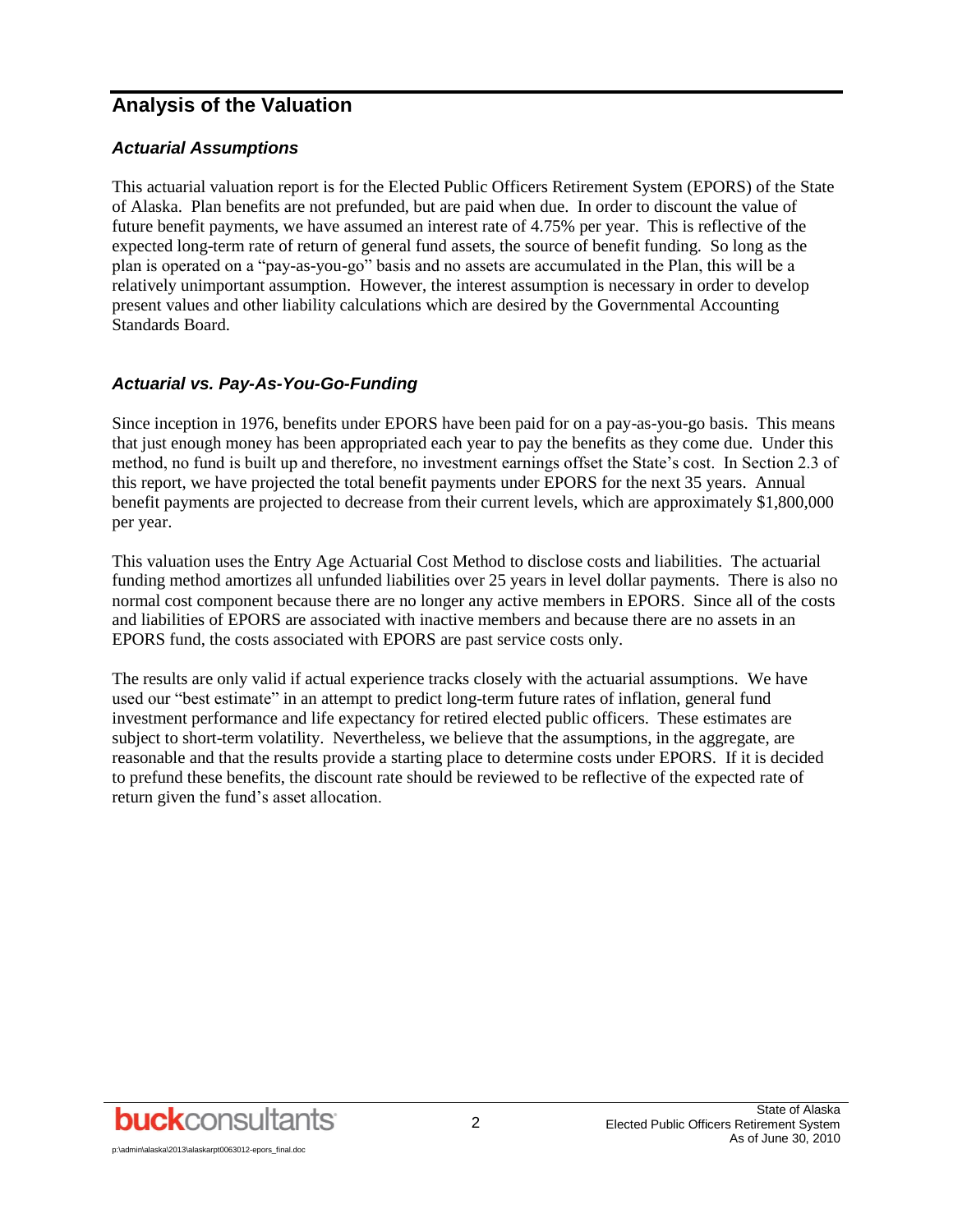## Analysis of the Valuation

### *Actuarial Assumptions*

This actuarial valuation report is for the Elected Public Officers Retirement System (EPORS) of the State of Alaska. Plan benefits are not prefunded, but are paid when due. In order to discount the value of future benefit payments, we have assumed an interest rate of 4.75% per year. This is reflective of the expected long-term rate of return of general fund assets, the source of benefit funding. So long as the plan is operated on a "pay-as-you-go" basis and no assets are accumulated in the Plan, this will be a relatively unimportant assumption. However, the interest assumption is necessary in order to develop present values and other liability calculations which are desired by the Governmental Accounting Standards Board.

### *Actuarial vs. Pay-As-You-Go-Funding*

Since inception in 1976, benefits under EPORS have been paid for on a pay-as-you-go basis. This means that just enough money has been appropriated each year to pay the benefits as they come due. Under this method, no fund is built up and therefore, no investment earnings offset the State's cost. In Section 2.3 of this report, we have projected the total benefit payments under EPORS for the next 35 years. Annual benefit payments are projected to decrease from their current levels, which are approximately $1,800,000 per year.

This valuation uses the Entry Age Actuarial Cost Method to disclose costs and liabilities. The actuarial funding method amortizes all unfunded liabilities over 25 years in level dollar payments. There is also no normal cost component because there are no longer any active members in EPORS. Since all of the costs and liabilities of EPORS are associated with inactive members and because there are no assets in an EPORS fund, the costs associated with EPORS are past service costs only.

The results are only valid if actual experience tracks closely with the actuarial assumptions. We have used our "best estimate" in an attempt to predict long-term future rates of inflation, general fund investment performance and life expectancy for retired elected public officers. These estimates are subject to short-term volatility. Nevertheless, we believe that the assumptions, in the aggregate, are reasonable and that the results provide a starting place to determine costs under EPORS. If it is decided to prefund these benefits, the discount rate should be reviewed to be reflective of the expected rate of return given the fund's asset allocation.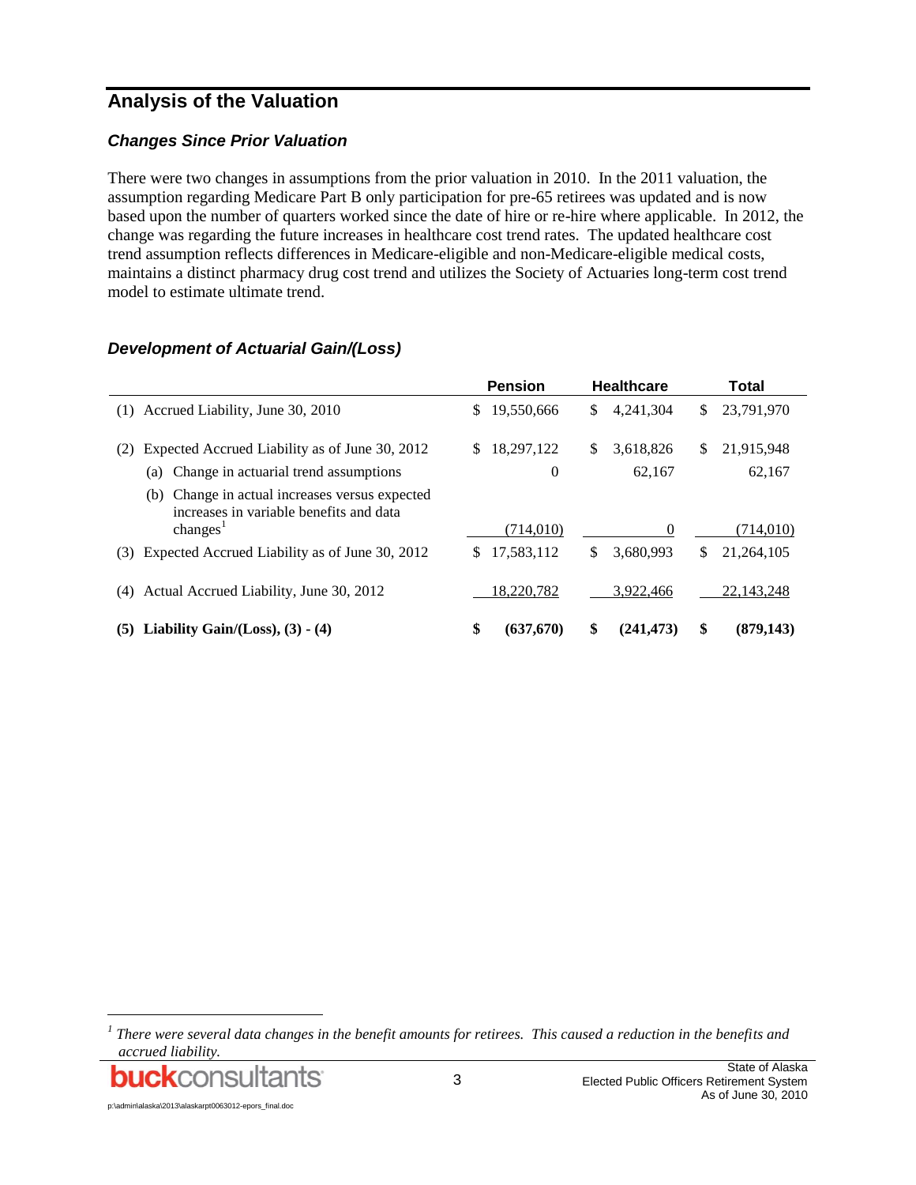# Analysis of the Valuation

### *Changes Since Prior Valuation*

There were two changes in assumptions from the prior valuation in 2010. In the 2011 valuation, the assumption regarding Medicare Part B only participation for pre-65 retirees was updated and is now based upon the number of quarters worked since the date of hire or re-hire where applicable. In 2012, the change was regarding the future increases in healthcare cost trend rates. The updated healthcare cost trend assumption reflects differences in Medicare-eligible and non-Medicare-eligible medical costs, maintains a distinct pharmacy drug cost trend and utilizes the Society of Actuaries long-term cost trend model to estimate ultimate trend.

### *Development of Actuarial Gain/(Loss)*

| | Pension | Healthcare | Total |
|---|---|---|---|
| (1) Accrued Liability, June 30, 2010 | $ 19,550,666 | $ 4,241,304 | $ 23,791,970 |
| (2) Expected Accrued Liability as of June 30, 2012 | $ 18,297,122 | $ 3,618,826 | $ 21,915,948 |
| (a) Change in actuarial trend assumptions | 0 | 62,167 | 62,167 |
| (b) Change in actual increases versus expected increases in variable benefits and data changes[1] | (714,010) | 0 | (714,010) |
| (3) Expected Accrued Liability as of June 30, 2012 | $ 17,583,112 | $ 3,680,993 | $ 21,264,105 |
| (4) Actual Accrued Liability, June 30, 2012 | 18,220,782 | 3,922,466 | 22,143,248 |
| **(5) Liability Gain/(Loss), (3) - (4)** | **$ (637,670)** | **$ (241,473)** | **$ (879,143)** |

[1] *There were several data changes in the benefit amounts for retirees. This caused a reduction in the benefits and accrued liability.*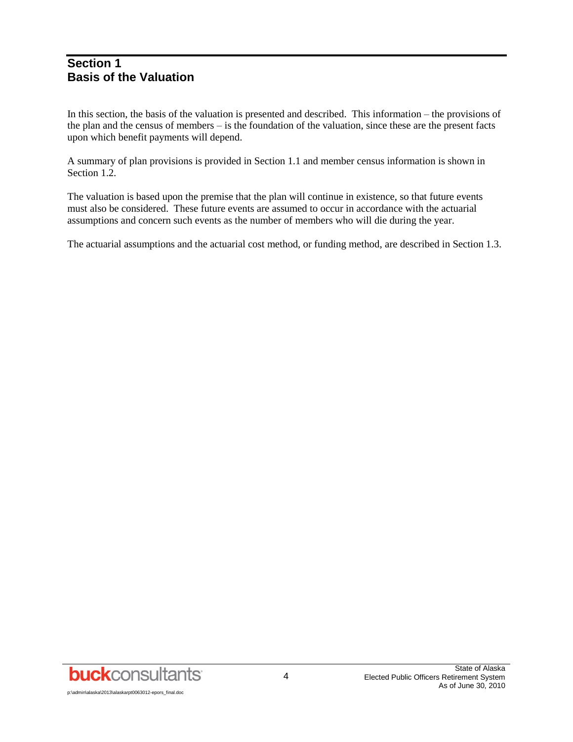# Section 1
# Basis of the Valuation

In this section, the basis of the valuation is presented and described. This information – the provisions of the plan and the census of members – is the foundation of the valuation, since these are the present facts upon which benefit payments will depend.

A summary of plan provisions is provided in Section 1.1 and member census information is shown in Section 1.2.

The valuation is based upon the premise that the plan will continue in existence, so that future events must also be considered. These future events are assumed to occur in accordance with the actuarial assumptions and concern such events as the number of members who will die during the year.

The actuarial assumptions and the actuarial cost method, or funding method, are described in Section 1.3.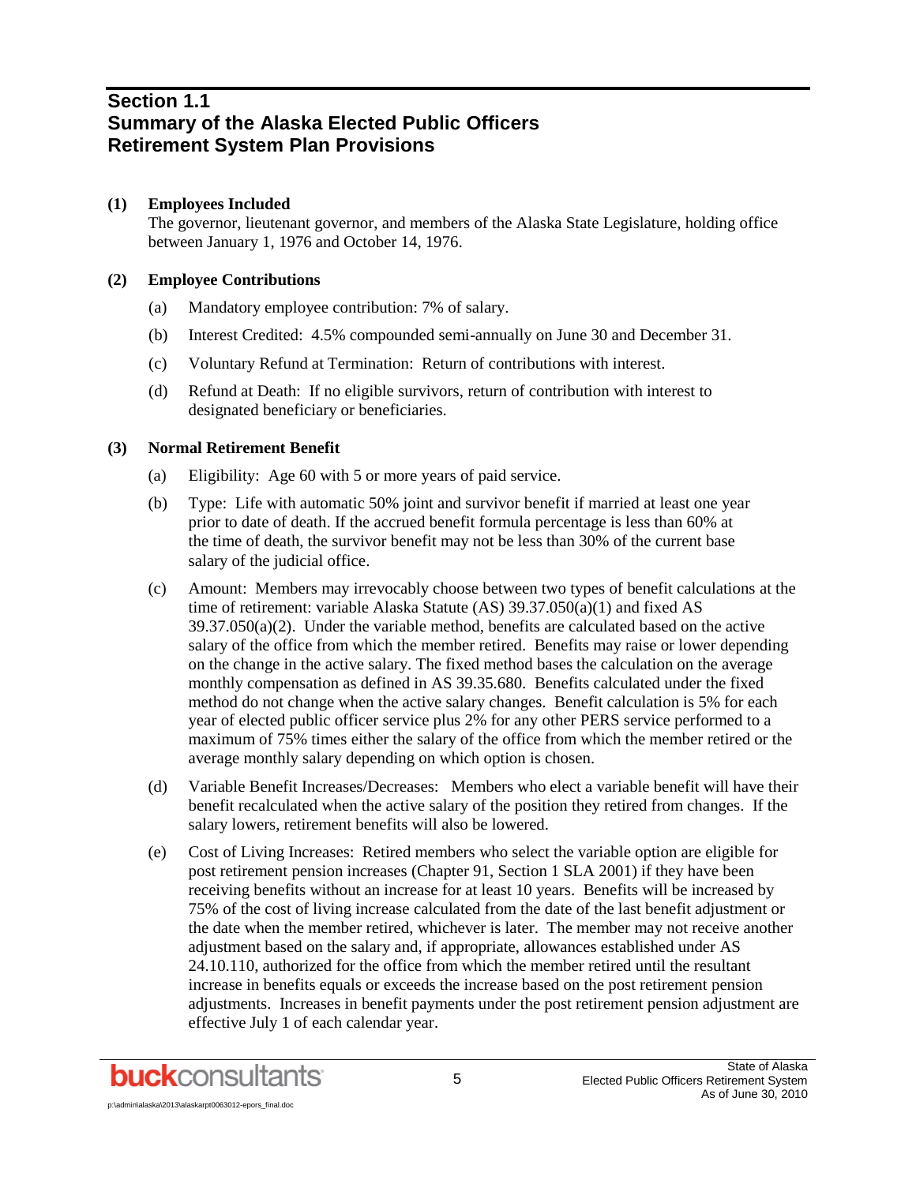# Section 1.1 Summary of the Alaska Elected Public Officers Retirement System Plan Provisions

**(1) Employees Included**

The governor, lieutenant governor, and members of the Alaska State Legislature, holding office between January 1, 1976 and October 14, 1976.

**(2) Employee Contributions**

(a) Mandatory employee contribution: 7% of salary.

(b) Interest Credited: 4.5% compounded semi-annually on June 30 and December 31.

(c) Voluntary Refund at Termination: Return of contributions with interest.

(d) Refund at Death: If no eligible survivors, return of contribution with interest to designated beneficiary or beneficiaries.

**(3) Normal Retirement Benefit**

(a) Eligibility: Age 60 with 5 or more years of paid service.

(b) Type: Life with automatic 50% joint and survivor benefit if married at least one year prior to date of death. If the accrued benefit formula percentage is less than 60% at the time of death, the survivor benefit may not be less than 30% of the current base salary of the judicial office.

(c) Amount: Members may irrevocably choose between two types of benefit calculations at the time of retirement: variable Alaska Statute (AS) 39.37.050(a)(1) and fixed AS 39.37.050(a)(2). Under the variable method, benefits are calculated based on the active salary of the office from which the member retired. Benefits may raise or lower depending on the change in the active salary. The fixed method bases the calculation on the average monthly compensation as defined in AS 39.35.680. Benefits calculated under the fixed method do not change when the active salary changes. Benefit calculation is 5% for each year of elected public officer service plus 2% for any other PERS service performed to a maximum of 75% times either the salary of the office from which the member retired or the average monthly salary depending on which option is chosen.

(d) Variable Benefit Increases/Decreases: Members who elect a variable benefit will have their benefit recalculated when the active salary of the position they retired from changes. If the salary lowers, retirement benefits will also be lowered.

(e) Cost of Living Increases: Retired members who select the variable option are eligible for post retirement pension increases (Chapter 91, Section 1 SLA 2001) if they have been receiving benefits without an increase for at least 10 years. Benefits will be increased by 75% of the cost of living increase calculated from the date of the last benefit adjustment or the date when the member retired, whichever is later. The member may not receive another adjustment based on the salary and, if appropriate, allowances established under AS 24.10.110, authorized for the office from which the member retired until the resultant increase in benefits equals or exceeds the increase based on the post retirement pension adjustments. Increases in benefit payments under the post retirement pension adjustment are effective July 1 of each calendar year.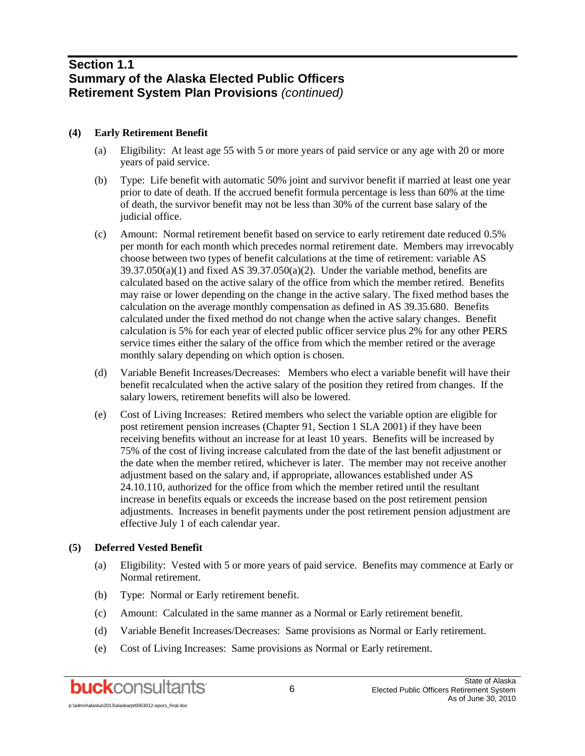## Section 1.1
## Summary of the Alaska Elected Public Officers Retirement System Plan Provisions *(continued)*

**(4) Early Retirement Benefit**

(a) Eligibility: At least age 55 with 5 or more years of paid service or any age with 20 or more years of paid service.

(b) Type: Life benefit with automatic 50% joint and survivor benefit if married at least one year prior to date of death. If the accrued benefit formula percentage is less than 60% at the time of death, the survivor benefit may not be less than 30% of the current base salary of the judicial office.

(c) Amount: Normal retirement benefit based on service to early retirement date reduced 0.5% per month for each month which precedes normal retirement date. Members may irrevocably choose between two types of benefit calculations at the time of retirement: variable AS 39.37.050(a)(1) and fixed AS 39.37.050(a)(2). Under the variable method, benefits are calculated based on the active salary of the office from which the member retired. Benefits may raise or lower depending on the change in the active salary. The fixed method bases the calculation on the average monthly compensation as defined in AS 39.35.680. Benefits calculated under the fixed method do not change when the active salary changes. Benefit calculation is 5% for each year of elected public officer service plus 2% for any other PERS service times either the salary of the office from which the member retired or the average monthly salary depending on which option is chosen.

(d) Variable Benefit Increases/Decreases: Members who elect a variable benefit will have their benefit recalculated when the active salary of the position they retired from changes. If the salary lowers, retirement benefits will also be lowered.

(e) Cost of Living Increases: Retired members who select the variable option are eligible for post retirement pension increases (Chapter 91, Section 1 SLA 2001) if they have been receiving benefits without an increase for at least 10 years. Benefits will be increased by 75% of the cost of living increase calculated from the date of the last benefit adjustment or the date when the member retired, whichever is later. The member may not receive another adjustment based on the salary and, if appropriate, allowances established under AS 24.10.110, authorized for the office from which the member retired until the resultant increase in benefits equals or exceeds the increase based on the post retirement pension adjustments. Increases in benefit payments under the post retirement pension adjustment are effective July 1 of each calendar year.

**(5) Deferred Vested Benefit**

(a) Eligibility: Vested with 5 or more years of paid service. Benefits may commence at Early or Normal retirement.

(b) Type: Normal or Early retirement benefit.

(c) Amount: Calculated in the same manner as a Normal or Early retirement benefit.

(d) Variable Benefit Increases/Decreases: Same provisions as Normal or Early retirement.

(e) Cost of Living Increases: Same provisions as Normal or Early retirement.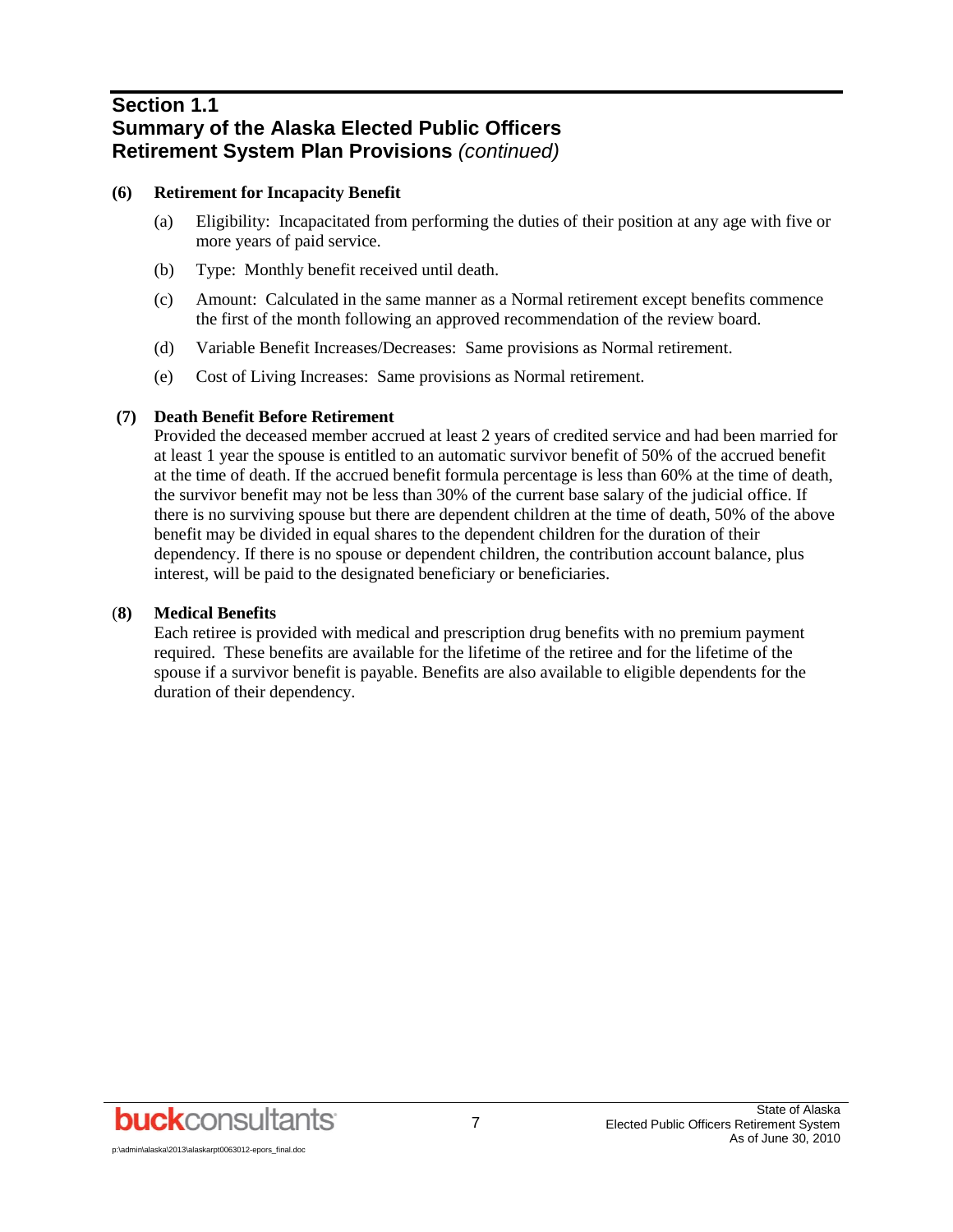## Section 1.1
## Summary of the Alaska Elected Public Officers Retirement System Plan Provisions *(continued)*

**(6) Retirement for Incapacity Benefit**

(a) Eligibility: Incapacitated from performing the duties of their position at any age with five or more years of paid service.

(b) Type: Monthly benefit received until death.

(c) Amount: Calculated in the same manner as a Normal retirement except benefits commence the first of the month following an approved recommendation of the review board.

(d) Variable Benefit Increases/Decreases: Same provisions as Normal retirement.

(e) Cost of Living Increases: Same provisions as Normal retirement.

**(7) Death Benefit Before Retirement**

Provided the deceased member accrued at least 2 years of credited service and had been married for at least 1 year the spouse is entitled to an automatic survivor benefit of 50% of the accrued benefit at the time of death. If the accrued benefit formula percentage is less than 60% at the time of death, the survivor benefit may not be less than 30% of the current base salary of the judicial office. If there is no surviving spouse but there are dependent children at the time of death, 50% of the above benefit may be divided in equal shares to the dependent children for the duration of their dependency. If there is no spouse or dependent children, the contribution account balance, plus interest, will be paid to the designated beneficiary or beneficiaries.

**(8) Medical Benefits**

Each retiree is provided with medical and prescription drug benefits with no premium payment required. These benefits are available for the lifetime of the retiree and for the lifetime of the spouse if a survivor benefit is payable. Benefits are also available to eligible dependents for the duration of their dependency.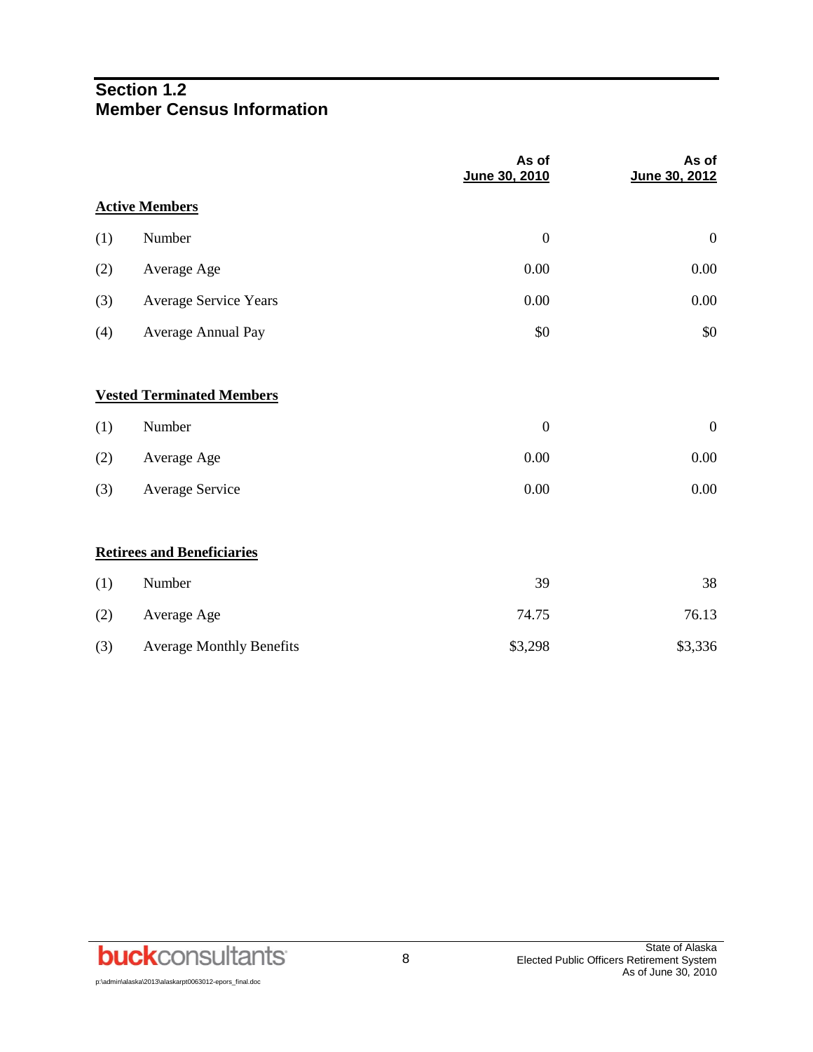## Section 1.2
## Member Census Information

| | | As of June 30, 2010 | As of June 30, 2012 |
|---|---|---|---|
| **Active Members** | | | |
| (1) | Number | 0 | 0 |
| (2) | Average Age | 0.00 | 0.00 |
| (3) | Average Service Years | 0.00 | 0.00 |
| (4) | Average Annual Pay | $0 | $0 |
| **Vested Terminated Members** | | | |
| (1) | Number | 0 | 0 |
| (2) | Average Age | 0.00 | 0.00 |
| (3) | Average Service | 0.00 | 0.00 |
| **Retirees and Beneficiaries** | | | |
| (1) | Number | 39 | 38 |
| (2) | Average Age | 74.75 | 76.13 |
| (3) | Average Monthly Benefits | $3,298 | $3,336 |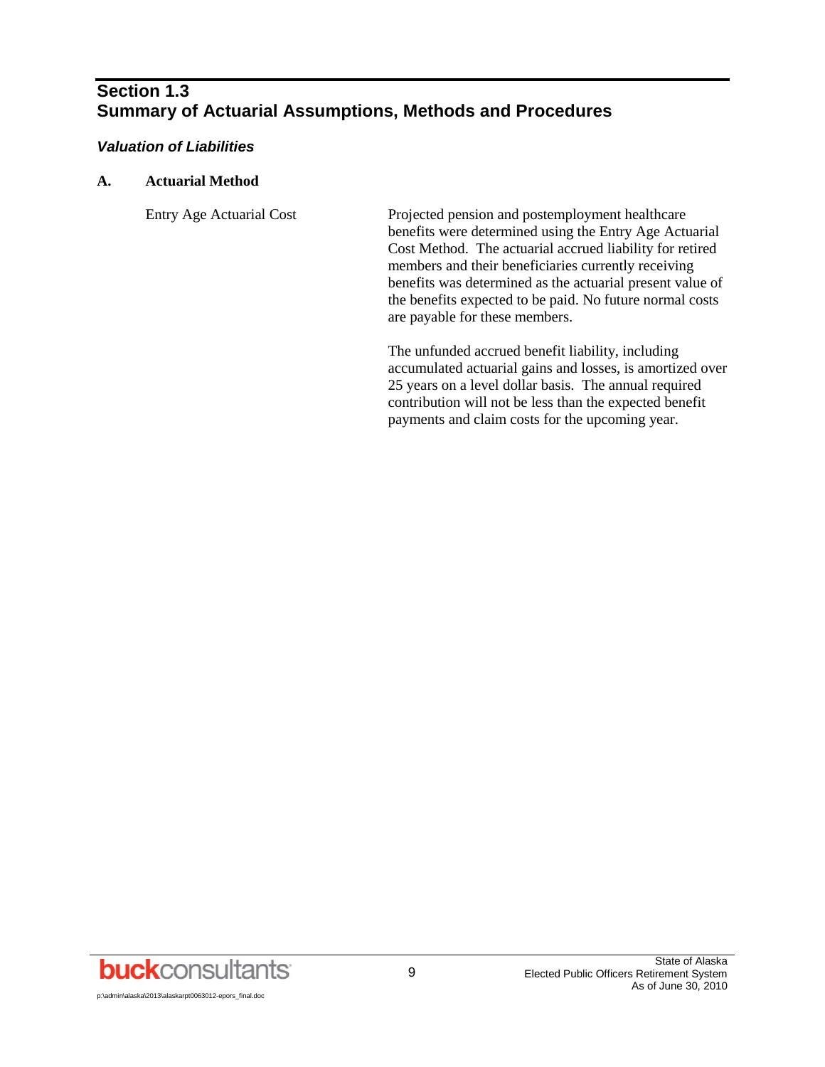# Section 1.3
# Summary of Actuarial Assumptions, Methods and Procedures

### *Valuation of Liabilities*

**A. Actuarial Method**

| Entry Age Actuarial Cost | Projected pension and postemployment healthcare benefits were determined using the Entry Age Actuarial Cost Method. The actuarial accrued liability for retired members and their beneficiaries currently receiving benefits was determined as the actuarial present value of the benefits expected to be paid. No future normal costs are payable for these members. |
|---|---|

The unfunded accrued benefit liability, including accumulated actuarial gains and losses, is amortized over 25 years on a level dollar basis. The annual required contribution will not be less than the expected benefit payments and claim costs for the upcoming year.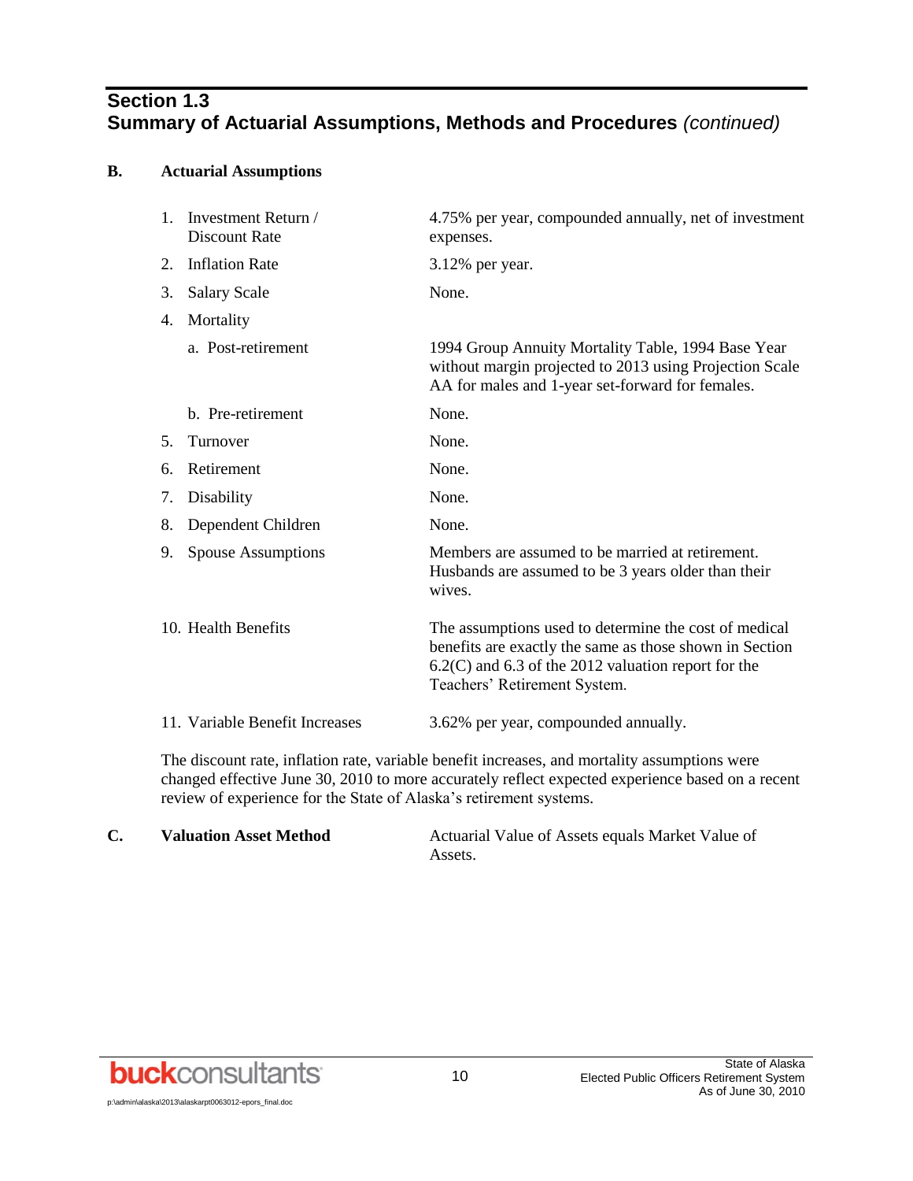## Section 1.3
## Summary of Actuarial Assumptions, Methods and Procedures *(continued)*

**B. Actuarial Assumptions**

| | |
|---|---|
| 1. Investment Return / Discount Rate | 4.75% per year, compounded annually, net of investment expenses. |
| 2. Inflation Rate | 3.12% per year. |
| 3. Salary Scale | None. |
| 4. Mortality | |
| a. Post-retirement | 1994 Group Annuity Mortality Table, 1994 Base Year without margin projected to 2013 using Projection Scale AA for males and 1-year set-forward for females. |
| b. Pre-retirement | None. |
| 5. Turnover | None. |
| 6. Retirement | None. |
| 7. Disability | None. |
| 8. Dependent Children | None. |
| 9. Spouse Assumptions | Members are assumed to be married at retirement. Husbands are assumed to be 3 years older than their wives. |
| 10. Health Benefits | The assumptions used to determine the cost of medical benefits are exactly the same as those shown in Section 6.2(C) and 6.3 of the 2012 valuation report for the Teachers' Retirement System. |
| 11. Variable Benefit Increases | 3.62% per year, compounded annually. |

The discount rate, inflation rate, variable benefit increases, and mortality assumptions were changed effective June 30, 2010 to more accurately reflect expected experience based on a recent review of experience for the State of Alaska's retirement systems.

**C. Valuation Asset Method** — Actuarial Value of Assets equals Market Value of Assets.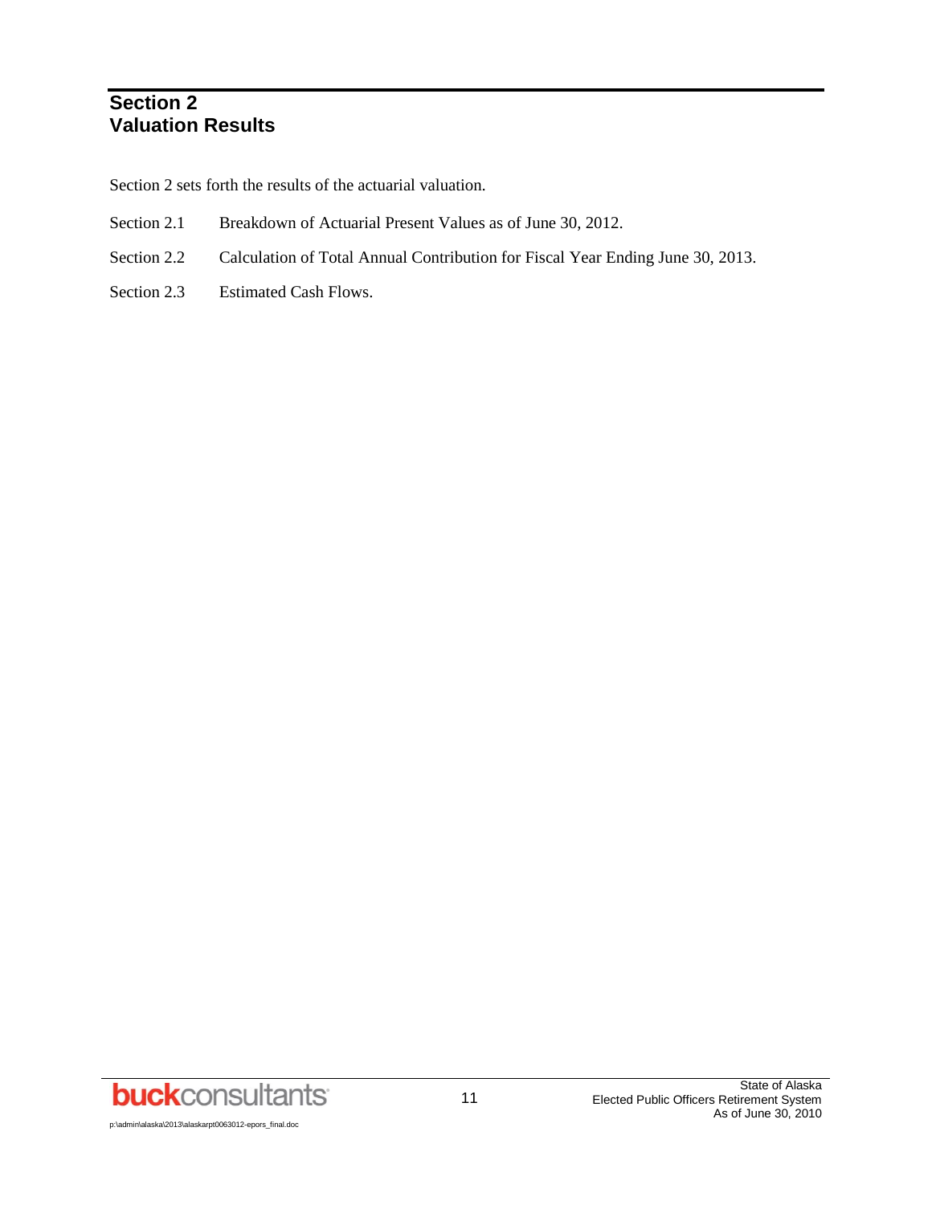# Section 2
# Valuation Results

Section 2 sets forth the results of the actuarial valuation.

Section 2.1 Breakdown of Actuarial Present Values as of June 30, 2012.

Section 2.2 Calculation of Total Annual Contribution for Fiscal Year Ending June 30, 2013.

Section 2.3 Estimated Cash Flows.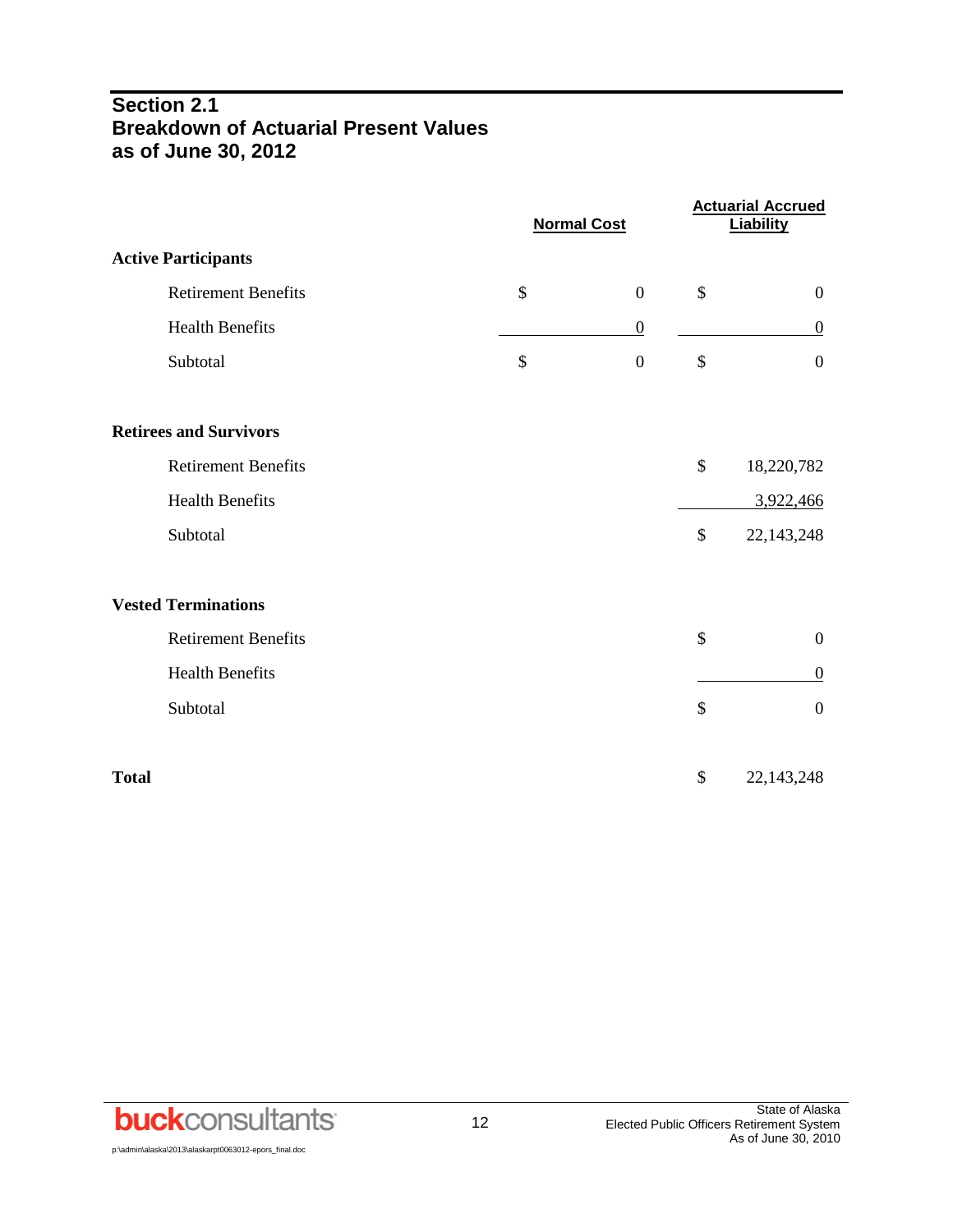## Section 2.1
## Breakdown of Actuarial Present Values as of June 30, 2012

| | Normal Cost | Actuarial Accrued Liability |
|---|---|---|
| **Active Participants** | | |
| Retirement Benefits | $ 0 | $ 0 |
| Health Benefits | 0 | 0 |
| Subtotal | $ 0 | $ 0 |
| **Retirees and Survivors** | | |
| Retirement Benefits | | $ 18,220,782 |
| Health Benefits | | 3,922,466 |
| Subtotal | | $ 22,143,248 |
| **Vested Terminations** | | |
| Retirement Benefits | | $ 0 |
| Health Benefits | | 0 |
| Subtotal | | $ 0 |
| **Total** | | $ 22,143,248 |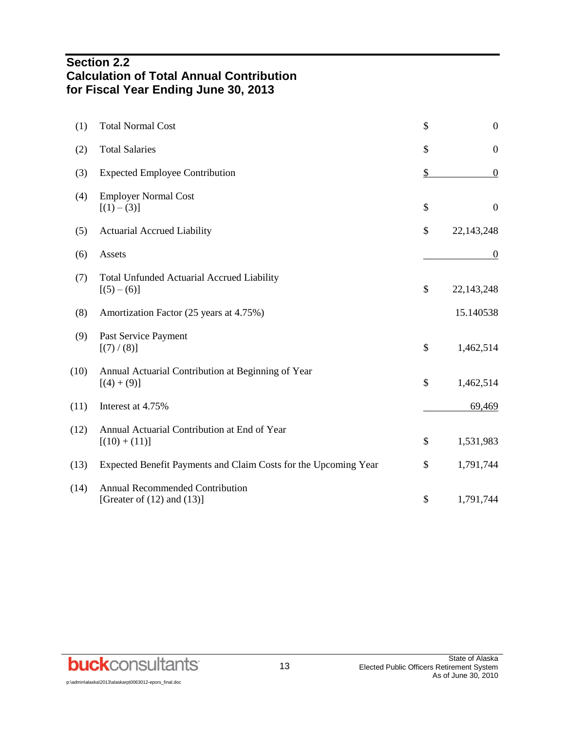## Section 2.2
## Calculation of Total Annual Contribution for Fiscal Year Ending June 30, 2013

| | | |
|---|---|---|
| (1) | Total Normal Cost | $ 0 |
| (2) | Total Salaries | $ 0 |
| (3) | Expected Employee Contribution | $ 0 |
| (4) | Employer Normal Cost<br>[(1) – (3)] | $ 0 |
| (5) | Actuarial Accrued Liability | $ 22,143,248 |
| (6) | Assets | 0 |
| (7) | Total Unfunded Actuarial Accrued Liability<br>[(5) – (6)] | $ 22,143,248 |
| (8) | Amortization Factor (25 years at 4.75%) | 15.140538 |
| (9) | Past Service Payment<br>[(7) / (8)] | $ 1,462,514 |
| (10) | Annual Actuarial Contribution at Beginning of Year<br>[(4) + (9)] | $ 1,462,514 |
| (11) | Interest at 4.75% | 69,469 |
| (12) | Annual Actuarial Contribution at End of Year<br>[(10) + (11)] | $ 1,531,983 |
| (13) | Expected Benefit Payments and Claim Costs for the Upcoming Year | $ 1,791,744 |
| (14) | Annual Recommended Contribution<br>[Greater of (12) and (13)] | $ 1,791,744 |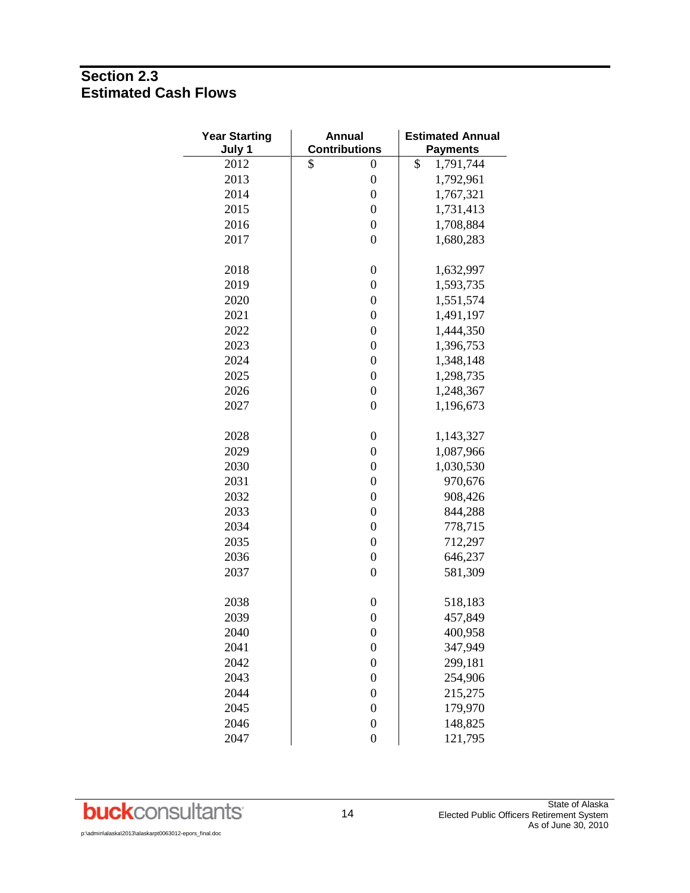## Section 2.3
## Estimated Cash Flows

| Year Starting July 1 | Annual Contributions | Estimated Annual Payments |
|---|---|---|
| 2012 | $ 0 | $ 1,791,744 |
| 2013 | 0 | 1,792,961 |
| 2014 | 0 | 1,767,321 |
| 2015 | 0 | 1,731,413 |
| 2016 | 0 | 1,708,884 |
| 2017 | 0 | 1,680,283 |
| 2018 | 0 | 1,632,997 |
| 2019 | 0 | 1,593,735 |
| 2020 | 0 | 1,551,574 |
| 2021 | 0 | 1,491,197 |
| 2022 | 0 | 1,444,350 |
| 2023 | 0 | 1,396,753 |
| 2024 | 0 | 1,348,148 |
| 2025 | 0 | 1,298,735 |
| 2026 | 0 | 1,248,367 |
| 2027 | 0 | 1,196,673 |
| 2028 | 0 | 1,143,327 |
| 2029 | 0 | 1,087,966 |
| 2030 | 0 | 1,030,530 |
| 2031 | 0 | 970,676 |
| 2032 | 0 | 908,426 |
| 2033 | 0 | 844,288 |
| 2034 | 0 | 778,715 |
| 2035 | 0 | 712,297 |
| 2036 | 0 | 646,237 |
| 2037 | 0 | 581,309 |
| 2038 | 0 | 518,183 |
| 2039 | 0 | 457,849 |
| 2040 | 0 | 400,958 |
| 2041 | 0 | 347,949 |
| 2042 | 0 | 299,181 |
| 2043 | 0 | 254,906 |
| 2044 | 0 | 215,275 |
| 2045 | 0 | 179,970 |
| 2046 | 0 | 148,825 |
| 2047 | 0 | 121,795 |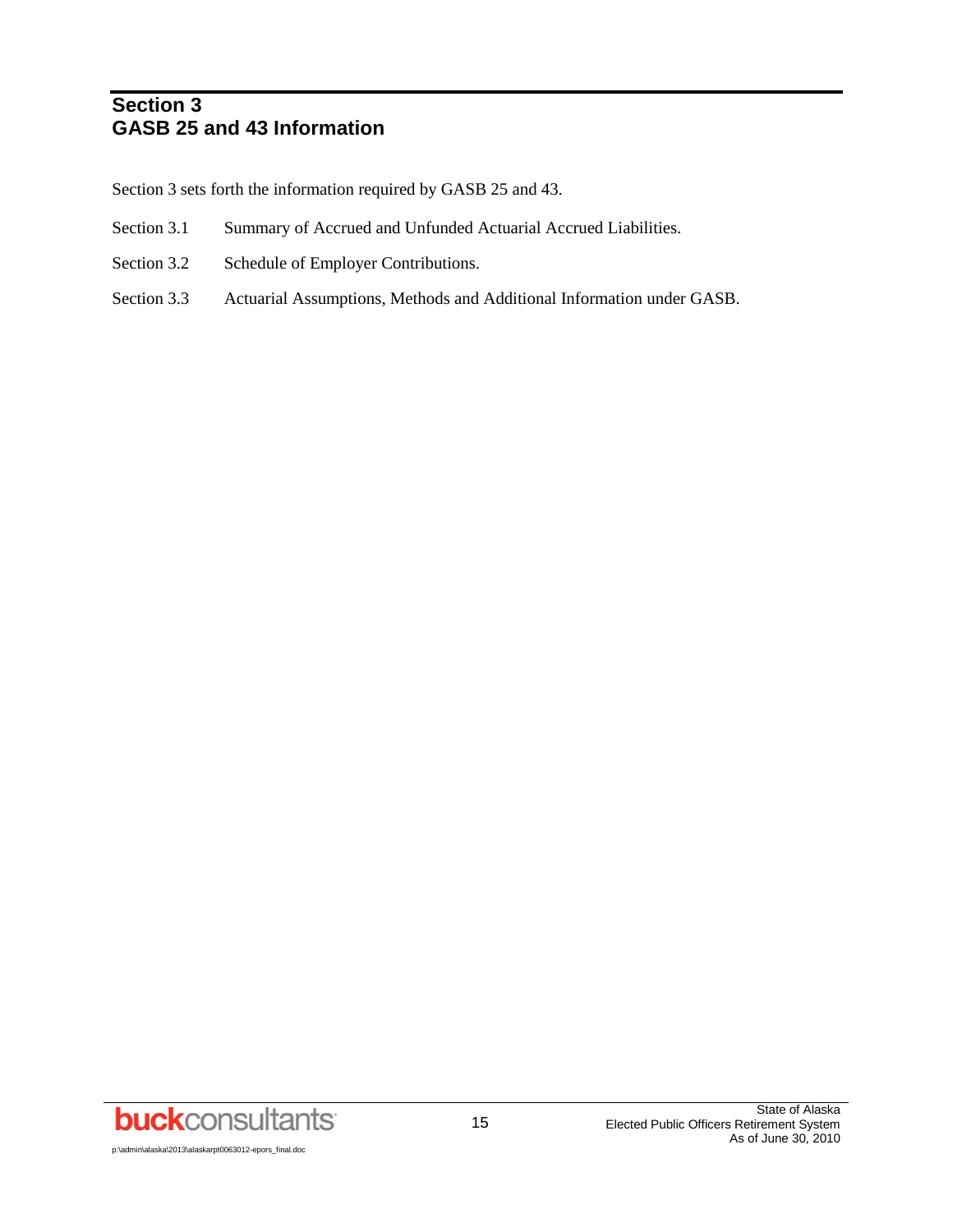# Section 3
# GASB 25 and 43 Information

Section 3 sets forth the information required by GASB 25 and 43.

Section 3.1 Summary of Accrued and Unfunded Actuarial Accrued Liabilities.

Section 3.2 Schedule of Employer Contributions.

Section 3.3 Actuarial Assumptions, Methods and Additional Information under GASB.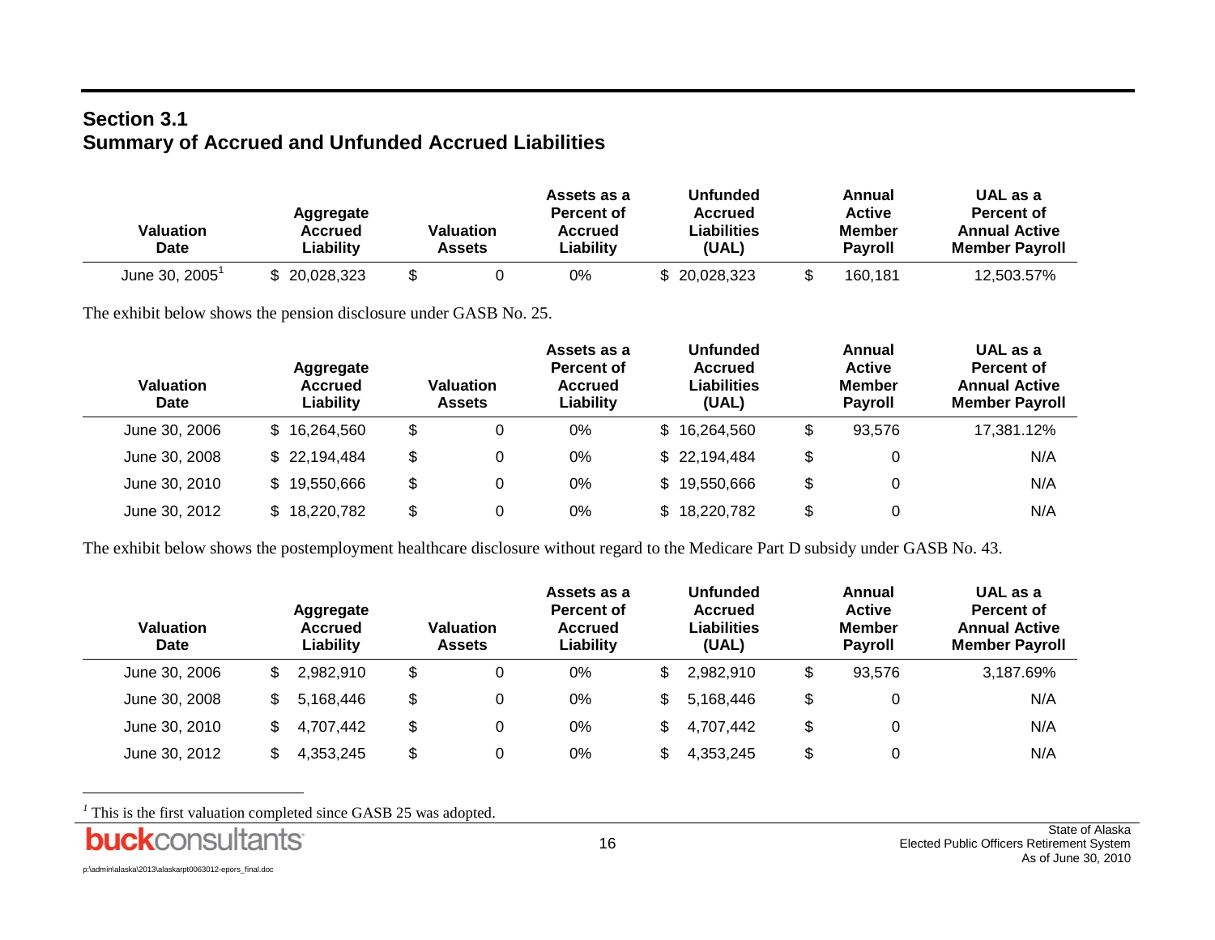## Section 3.1
## Summary of Accrued and Unfunded Accrued Liabilities

| Valuation Date | Aggregate Accrued Liability | Valuation Assets | Assets as a Percent of Accrued Liability | Unfunded Accrued Liabilities (UAL) | Annual Active Member Payroll | UAL as a Percent of Annual Active Member Payroll |
|---|---|---|---|---|---|---|
| June 30, 2005[1] | $ 20,028,323 | $ 0 | 0% | $ 20,028,323 | $ 160,181 | 12,503.57% |

The exhibit below shows the pension disclosure under GASB No. 25.

| Valuation Date | Aggregate Accrued Liability | Valuation Assets | Assets as a Percent of Accrued Liability | Unfunded Accrued Liabilities (UAL) | Annual Active Member Payroll | UAL as a Percent of Annual Active Member Payroll |
|---|---|---|---|---|---|---|
| June 30, 2006 | $ 16,264,560 | $ 0 | 0% | $ 16,264,560 | $ 93,576 | 17,381.12% |
| June 30, 2008 | $ 22,194,484 | $ 0 | 0% | $ 22,194,484 | $ 0 | N/A |
| June 30, 2010 | $ 19,550,666 | $ 0 | 0% | $ 19,550,666 | $ 0 | N/A |
| June 30, 2012 | $ 18,220,782 | $ 0 | 0% | $ 18,220,782 | $ 0 | N/A |

The exhibit below shows the postemployment healthcare disclosure without regard to the Medicare Part D subsidy under GASB No. 43.

| Valuation Date | Aggregate Accrued Liability | Valuation Assets | Assets as a Percent of Accrued Liability | Unfunded Accrued Liabilities (UAL) | Annual Active Member Payroll | UAL as a Percent of Annual Active Member Payroll |
|---|---|---|---|---|---|---|
| June 30, 2006 | $ 2,982,910 | $ 0 | 0% | $ 2,982,910 | $ 93,576 | 3,187.69% |
| June 30, 2008 | $ 5,168,446 | $ 0 | 0% | $ 5,168,446 | $ 0 | N/A |
| June 30, 2010 | $ 4,707,442 | $ 0 | 0% | $ 4,707,442 | $ 0 | N/A |
| June 30, 2012 | $ 4,353,245 | $ 0 | 0% | $ 4,353,245 | $ 0 | N/A |

[1] This is the first valuation completed since GASB 25 was adopted.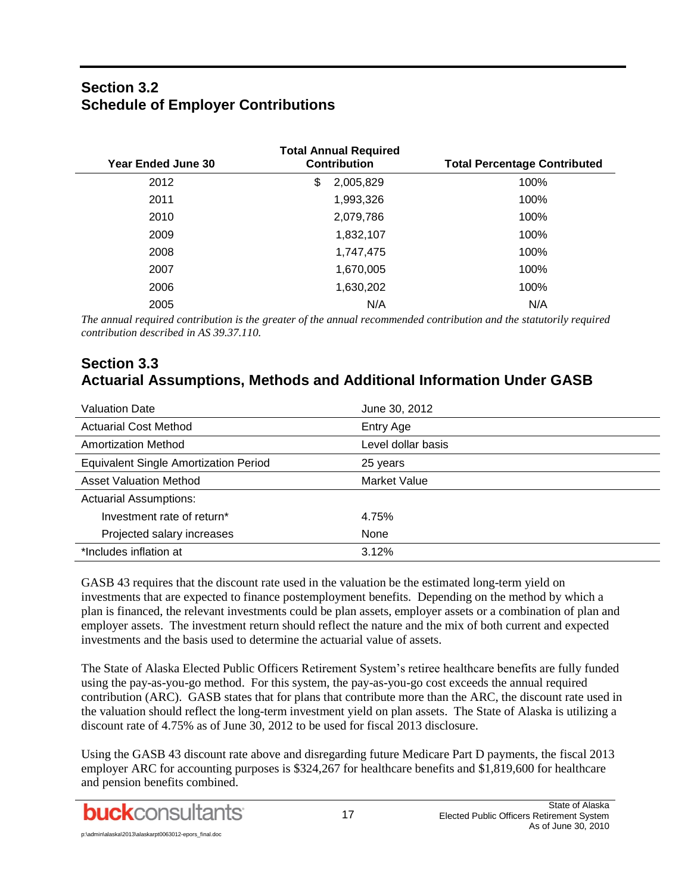## Section 3.2
## Schedule of Employer Contributions

| Year Ended June 30 | Total Annual Required Contribution | Total Percentage Contributed |
|---|---|---|
| 2012 | $ 2,005,829 | 100% |
| 2011 | 1,993,326 | 100% |
| 2010 | 2,079,786 | 100% |
| 2009 | 1,832,107 | 100% |
| 2008 | 1,747,475 | 100% |
| 2007 | 1,670,005 | 100% |
| 2006 | 1,630,202 | 100% |
| 2005 | N/A | N/A |

*The annual required contribution is the greater of the annual recommended contribution and the statutorily required contribution described in AS 39.37.110.*

## Section 3.3
## Actuarial Assumptions, Methods and Additional Information Under GASB

| | |
|---|---|
| Valuation Date | June 30, 2012 |
| Actuarial Cost Method | Entry Age |
| Amortization Method | Level dollar basis |
| Equivalent Single Amortization Period | 25 years |
| Asset Valuation Method | Market Value |
| Actuarial Assumptions: | |
| Investment rate of return* | 4.75% |
| Projected salary increases | None |
| *Includes inflation at | 3.12% |

GASB 43 requires that the discount rate used in the valuation be the estimated long-term yield on investments that are expected to finance postemployment benefits. Depending on the method by which a plan is financed, the relevant investments could be plan assets, employer assets or a combination of plan and employer assets. The investment return should reflect the nature and the mix of both current and expected investments and the basis used to determine the actuarial value of assets.

The State of Alaska Elected Public Officers Retirement System's retiree healthcare benefits are fully funded using the pay-as-you-go method. For this system, the pay-as-you-go cost exceeds the annual required contribution (ARC). GASB states that for plans that contribute more than the ARC, the discount rate used in the valuation should reflect the long-term investment yield on plan assets. The State of Alaska is utilizing a discount rate of 4.75% as of June 30, 2012 to be used for fiscal 2013 disclosure.

Using the GASB 43 discount rate above and disregarding future Medicare Part D payments, the fiscal 2013 employer ARC for accounting purposes is $324,267 for healthcare benefits and $1,819,600 for healthcare and pension benefits combined.